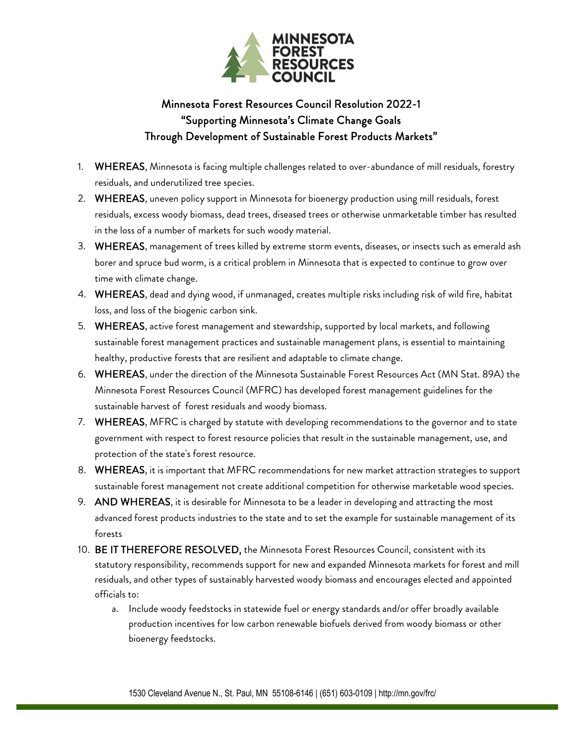# Minnesota Forest Resources Council

## Minnesota Forest Resources Council Resolution 2022-1
## "Supporting Minnesota's Climate Change Goals Through Development of Sustainable Forest Products Markets"

1. **WHEREAS**, Minnesota is facing multiple challenges related to over-abundance of mill residuals, forestry residuals, and underutilized tree species.
2. **WHEREAS**, uneven policy support in Minnesota for bioenergy production using mill residuals, forest residuals, excess woody biomass, dead trees, diseased trees or otherwise unmarketable timber has resulted in the loss of a number of markets for such woody material.
3. **WHEREAS**, management of trees killed by extreme storm events, diseases, or insects such as emerald ash borer and spruce bud worm, is a critical problem in Minnesota that is expected to continue to grow over time with climate change.
4. **WHEREAS**, dead and dying wood, if unmanaged, creates multiple risks including risk of wild fire, habitat loss, and loss of the biogenic carbon sink.
5. **WHEREAS**, active forest management and stewardship, supported by local markets, and following sustainable forest management practices and sustainable management plans, is essential to maintaining healthy, productive forests that are resilient and adaptable to climate change.
6. **WHEREAS**, under the direction of the Minnesota Sustainable Forest Resources Act (MN Stat. 89A) the Minnesota Forest Resources Council (MFRC) has developed forest management guidelines for the sustainable harvest of forest residuals and woody biomass.
7. **WHEREAS**, MFRC is charged by statute with developing recommendations to the governor and to state government with respect to forest resource policies that result in the sustainable management, use, and protection of the state's forest resource.
8. **WHEREAS**, it is important that MFRC recommendations for new market attraction strategies to support sustainable forest management not create additional competition for otherwise marketable wood species.
9. **AND WHEREAS**, it is desirable for Minnesota to be a leader in developing and attracting the most advanced forest products industries to the state and to set the example for sustainable management of its forests
10. **BE IT THEREFORE RESOLVED,** the Minnesota Forest Resources Council, consistent with its statutory responsibility, recommends support for new and expanded Minnesota markets for forest and mill residuals, and other types of sustainably harvested woody biomass and encourages elected and appointed officials to:
    a. Include woody feedstocks in statewide fuel or energy standards and/or offer broadly available production incentives for low carbon renewable biofuels derived from woody biomass or other bioenergy feedstocks.

1530 Cleveland Avenue N., St. Paul, MN 55108-6146 | (651) 603-0109 | http://mn.gov/frc/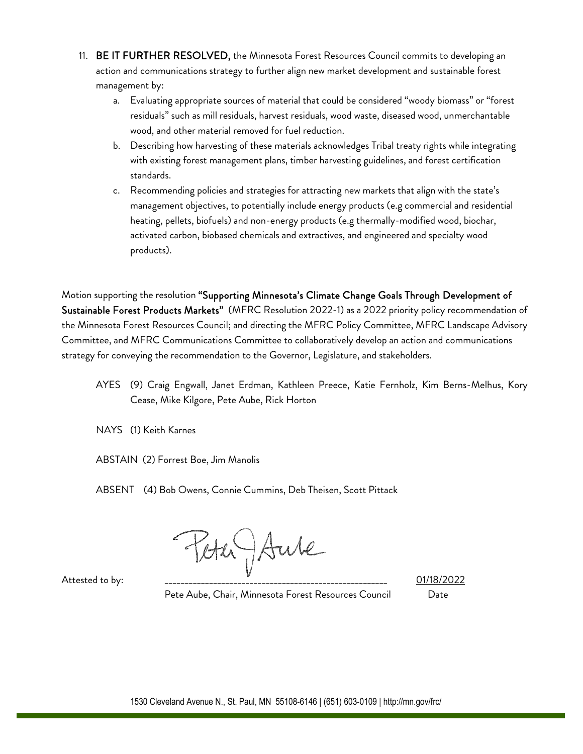11. **BE IT FURTHER RESOLVED,** the Minnesota Forest Resources Council commits to developing an action and communications strategy to further align new market development and sustainable forest management by:
    a. Evaluating appropriate sources of material that could be considered "woody biomass" or "forest residuals" such as mill residuals, harvest residuals, wood waste, diseased wood, unmerchantable wood, and other material removed for fuel reduction.
    b. Describing how harvesting of these materials acknowledges Tribal treaty rights while integrating with existing forest management plans, timber harvesting guidelines, and forest certification standards.
    c. Recommending policies and strategies for attracting new markets that align with the state's management objectives, to potentially include energy products (e.g commercial and residential heating, pellets, biofuels) and non-energy products (e.g thermally-modified wood, biochar, activated carbon, biobased chemicals and extractives, and engineered and specialty wood products).

Motion supporting the resolution **"Supporting Minnesota's Climate Change Goals Through Development of Sustainable Forest Products Markets"** (MFRC Resolution 2022-1) as a 2022 priority policy recommendation of the Minnesota Forest Resources Council; and directing the MFRC Policy Committee, MFRC Landscape Advisory Committee, and MFRC Communications Committee to collaboratively develop an action and communications strategy for conveying the recommendation to the Governor, Legislature, and stakeholders.

AYES (9) Craig Engwall, Janet Erdman, Kathleen Preece, Katie Fernholz, Kim Berns-Melhus, Kory Cease, Mike Kilgore, Pete Aube, Rick Horton

NAYS (1) Keith Karnes

ABSTAIN (2) Forrest Boe, Jim Manolis

ABSENT (4) Bob Owens, Connie Cummins, Deb Theisen, Scott Pittack

Attested to by: Peter J Aube ______________________ 01/18/2022

Pete Aube, Chair, Minnesota Forest Resources Council — Date

1530 Cleveland Avenue N., St. Paul, MN 55108-6146 | (651) 603-0109 | http://mn.gov/frc/